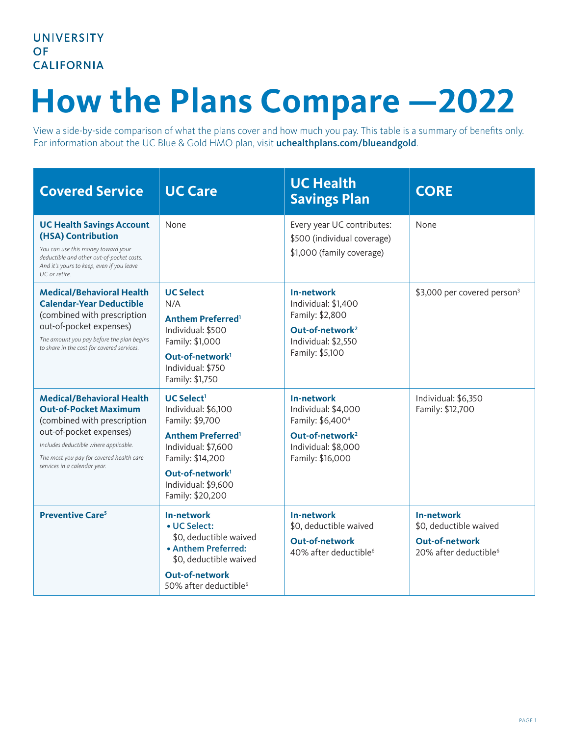UNIVERSITY OF CALIFORNIA

# How the Plans Compare —2022

View a side-by-side comparison of what the plans cover and how much you pay. This table is a summary of benefits only. For information about the UC Blue & Gold HMO plan, visit **uchealthplans.com/blueandgold**.

| Covered Service | UC Care | UC Health Savings Plan | CORE |
|---|---|---|---|
| **UC Health Savings Account (HSA) Contribution**<br>*You can use this money toward your deductible and other out-of-pocket costs. And it's yours to keep, even if you leave UC or retire.* | None | Every year UC contributes:<br>$500 (individual coverage)<br>$1,000 (family coverage) | None |
| **Medical/Behavioral Health Calendar-Year Deductible** (combined with prescription out-of-pocket expenses)<br>*The amount you pay before the plan begins to share in the cost for covered services.* | **UC Select**<br>N/A<br>**Anthem Preferred**[1]<br>Individual: $500<br>Family: $1,000<br>**Out-of-network**[1]<br>Individual: $750<br>Family: $1,750 | **In-network**<br>Individual: $1,400<br>Family: $2,800<br>**Out-of-network**[2]<br>Individual: $2,550<br>Family: $5,100 | $3,000 per covered person[3] |
| **Medical/Behavioral Health Out-of-Pocket Maximum** (combined with prescription out-of-pocket expenses)<br>*Includes deductible where applicable.*<br>*The most you pay for covered health care services in a calendar year.* | **UC Select**[1]<br>Individual: $6,100<br>Family: $9,700<br>**Anthem Preferred**[1]<br>Individual: $7,600<br>Family: $14,200<br>**Out-of-network**[1]<br>Individual: $9,600<br>Family: $20,200 | **In-network**<br>Individual: $4,000<br>Family: $6,400[4]<br>**Out-of-network**[2]<br>Individual: $8,000<br>Family: $16,000 | Individual: $6,350<br>Family: $12,700 |
| **Preventive Care**[5] | **In-network**<br>• **UC Select:** $0, deductible waived<br>• **Anthem Preferred:** $0, deductible waived<br>**Out-of-network**<br>50% after deductible[6] | **In-network**<br>$0, deductible waived<br>**Out-of-network**<br>40% after deductible[6] | **In-network**<br>$0, deductible waived<br>**Out-of-network**<br>20% after deductible[6] |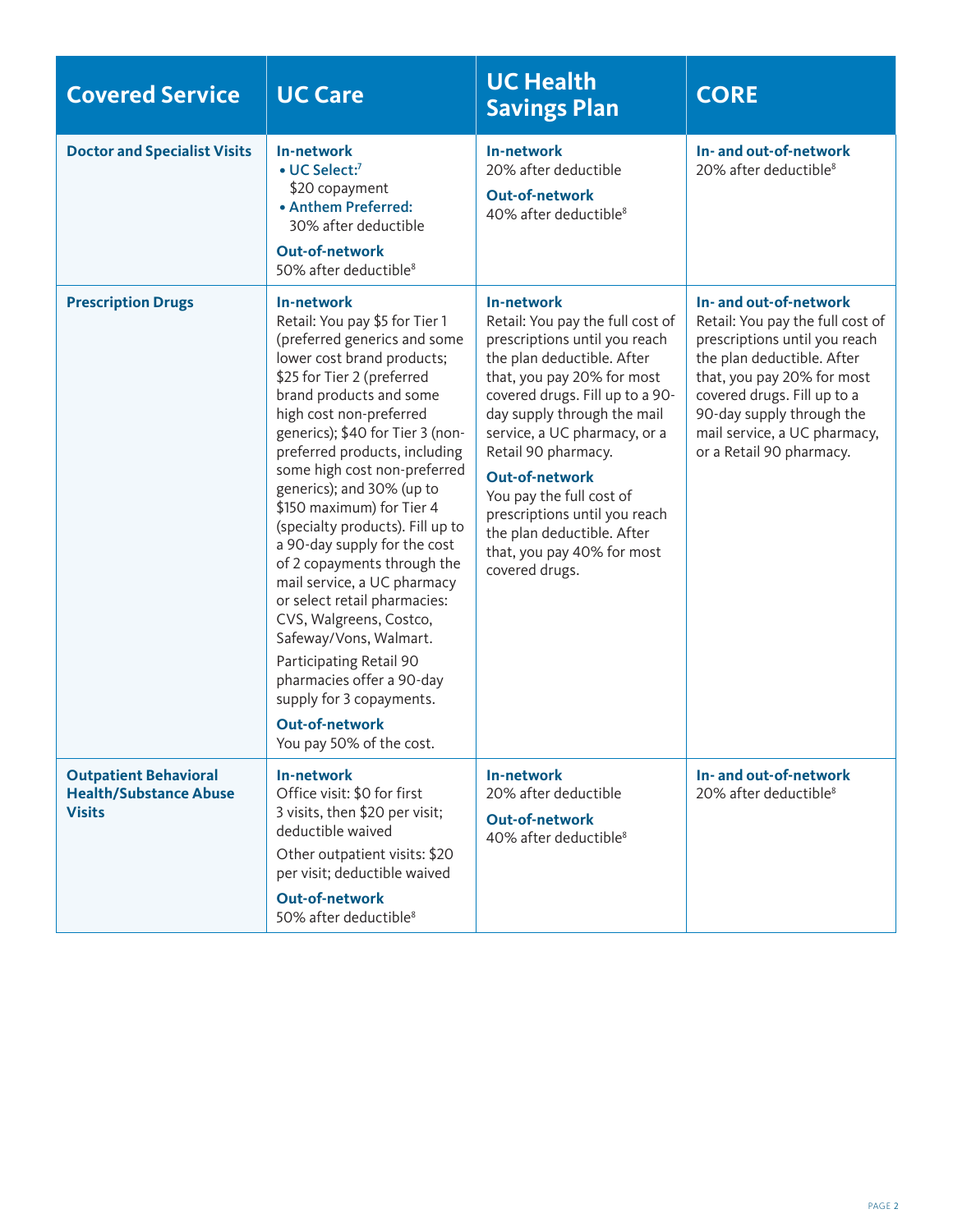| Covered Service | UC Care | UC Health Savings Plan | CORE |
|---|---|---|---|
| **Doctor and Specialist Visits** | **In-network**<br>• **UC Select:**[7] $20 copayment<br>• **Anthem Preferred:** 30% after deductible<br>**Out-of-network**<br>50% after deductible[8] | **In-network**<br>20% after deductible<br>**Out-of-network**<br>40% after deductible[8] | **In- and out-of-network**<br>20% after deductible[8] |
| **Prescription Drugs** | **In-network**<br>Retail: You pay $5 for Tier 1 (preferred generics and some lower cost brand products; $25 for Tier 2 (preferred brand products and some high cost non-preferred generics); $40 for Tier 3 (non-preferred products, including some high cost non-preferred generics); and 30% (up to $150 maximum) for Tier 4 (specialty products). Fill up to a 90-day supply for the cost of 2 copayments through the mail service, a UC pharmacy or select retail pharmacies: CVS, Walgreens, Costco, Safeway/Vons, Walmart.<br>Participating Retail 90 pharmacies offer a 90-day supply for 3 copayments.<br>**Out-of-network**<br>You pay 50% of the cost. | **In-network**<br>Retail: You pay the full cost of prescriptions until you reach the plan deductible. After that, you pay 20% for most covered drugs. Fill up to a 90-day supply through the mail service, a UC pharmacy, or a Retail 90 pharmacy.<br>**Out-of-network**<br>You pay the full cost of prescriptions until you reach the plan deductible. After that, you pay 40% for most covered drugs. | **In- and out-of-network**<br>Retail: You pay the full cost of prescriptions until you reach the plan deductible. After that, you pay 20% for most covered drugs. Fill up to a 90-day supply through the mail service, a UC pharmacy, or a Retail 90 pharmacy. |
| **Outpatient Behavioral Health/Substance Abuse Visits** | **In-network**<br>Office visit: $0 for first 3 visits, then $20 per visit; deductible waived<br>Other outpatient visits: $20 per visit; deductible waived<br>**Out-of-network**<br>50% after deductible[8] | **In-network**<br>20% after deductible<br>**Out-of-network**<br>40% after deductible[8] | **In- and out-of-network**<br>20% after deductible[8] |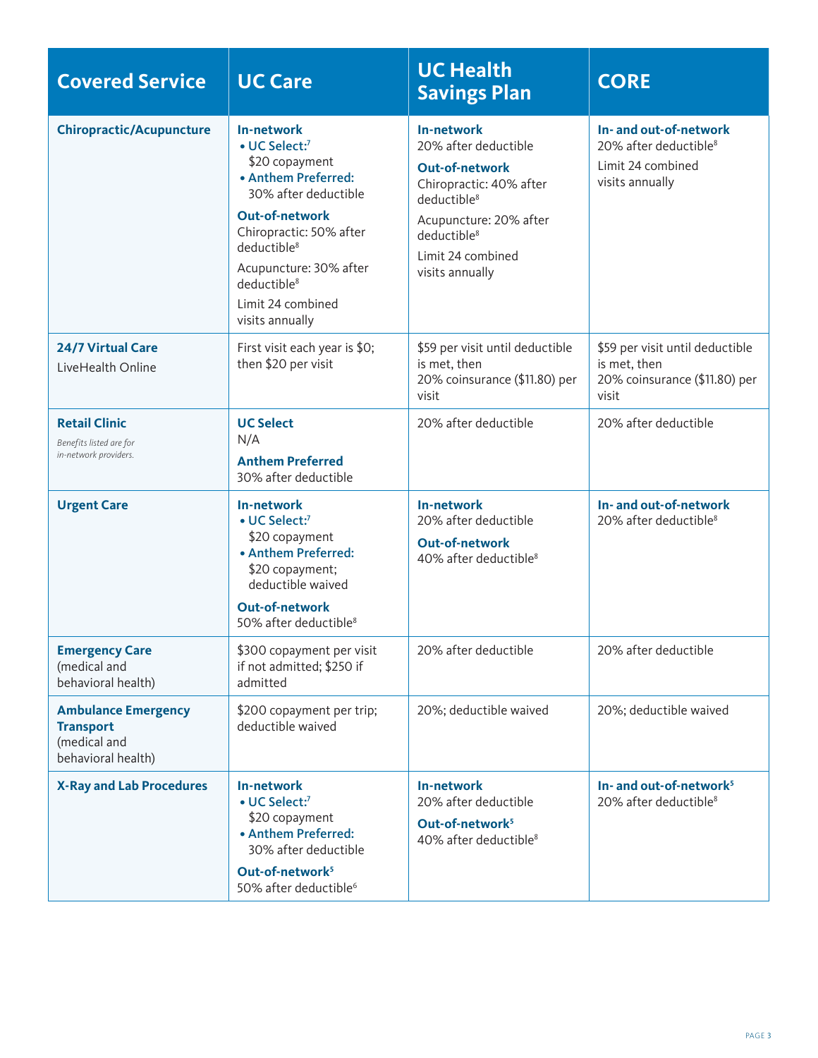| Covered Service | UC Care | UC Health Savings Plan | CORE |
|---|---|---|---|
| **Chiropractic/Acupuncture** | **In-network**<br>• **UC Select:**[7] $20 copayment<br>• **Anthem Preferred:** 30% after deductible<br>**Out-of-network**<br>Chiropractic: 50% after deductible[8]<br>Acupuncture: 30% after deductible[8]<br>Limit 24 combined visits annually | **In-network**<br>20% after deductible<br>**Out-of-network**<br>Chiropractic: 40% after deductible[8]<br>Acupuncture: 20% after deductible[8]<br>Limit 24 combined visits annually | **In- and out-of-network**<br>20% after deductible[8]<br>Limit 24 combined visits annually |
| **24/7 Virtual Care**<br>LiveHealth Online | First visit each year is $0; then $20 per visit | $59 per visit until deductible is met, then 20% coinsurance ($11.80) per visit | $59 per visit until deductible is met, then 20% coinsurance ($11.80) per visit |
| **Retail Clinic**<br>*Benefits listed are for in-network providers.* | **UC Select**<br>N/A<br>**Anthem Preferred**<br>30% after deductible | 20% after deductible | 20% after deductible |
| **Urgent Care** | **In-network**<br>• **UC Select:**[7] $20 copayment<br>• **Anthem Preferred:** $20 copayment; deductible waived<br>**Out-of-network**<br>50% after deductible[8] | **In-network**<br>20% after deductible<br>**Out-of-network**<br>40% after deductible[8] | **In- and out-of-network**<br>20% after deductible[8] |
| **Emergency Care** (medical and behavioral health) | $300 copayment per visit if not admitted; $250 if admitted | 20% after deductible | 20% after deductible |
| **Ambulance Emergency Transport** (medical and behavioral health) | $200 copayment per trip; deductible waived | 20%; deductible waived | 20%; deductible waived |
| **X-Ray and Lab Procedures** | **In-network**<br>• **UC Select:**[7] $20 copayment<br>• **Anthem Preferred:** 30% after deductible<br>**Out-of-network**[5]<br>50% after deductible[6] | **In-network**<br>20% after deductible<br>**Out-of-network**[5]<br>40% after deductible[8] | **In- and out-of-network**[5]<br>20% after deductible[8] |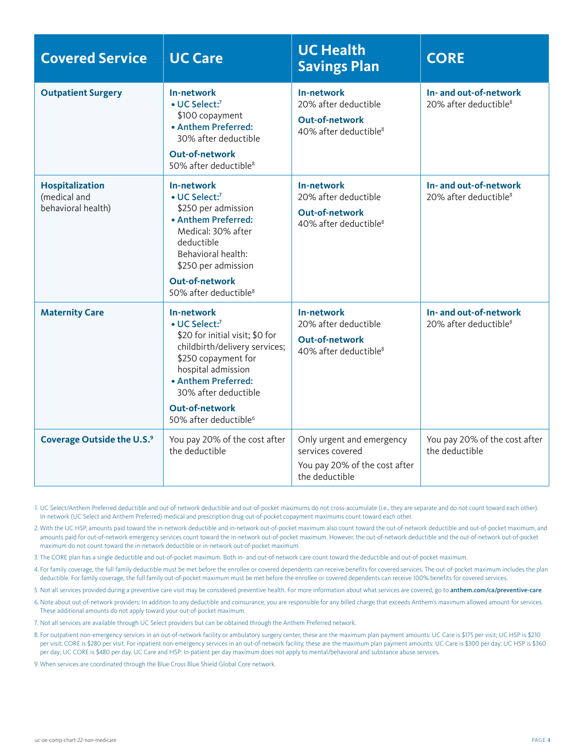| Covered Service | UC Care | UC Health Savings Plan | CORE |
|---|---|---|---|
| **Outpatient Surgery** | **In-network**<br>• **UC Select:**[7] $100 copayment<br>• **Anthem Preferred:** 30% after deductible<br>**Out-of-network**<br>50% after deductible[8] | **In-network**<br>20% after deductible<br>**Out-of-network**<br>40% after deductible[8] | **In- and out-of-network**<br>20% after deductible[8] |
| **Hospitalization** (medical and behavioral health) | **In-network**<br>• **UC Select:**[7] $250 per admission<br>• **Anthem Preferred:** Medical: 30% after deductible<br>Behavioral health: $250 per admission<br>**Out-of-network**<br>50% after deductible[8] | **In-network**<br>20% after deductible<br>**Out-of-network**<br>40% after deductible[8] | **In- and out-of-network**<br>20% after deductible[8] |
| **Maternity Care** | **In-network**<br>• **UC Select:**[7] $20 for initial visit; $0 for childbirth/delivery services; $250 copayment for hospital admission<br>• **Anthem Preferred:** 30% after deductible<br>**Out-of-network**<br>50% after deductible[6] | **In-network**<br>20% after deductible<br>**Out-of-network**<br>40% after deductible[8] | **In- and out-of-network**<br>20% after deductible[8] |
| **Coverage Outside the U.S.**[9] | You pay 20% of the cost after the deductible | Only urgent and emergency services covered<br>You pay 20% of the cost after the deductible | You pay 20% of the cost after the deductible |

1. UC Select/Anthem Preferred deductible and out-of-network deductible and out-of-pocket maximums do not cross-accumulate (i.e., they are separate and do not count toward each other). In-network (UC Select and Anthem Preferred) medical and prescription drug out-of-pocket copayment maximums count toward each other.
2. With the UC HSP, amounts paid toward the in-network deductible and in-network out-of-pocket maximum also count toward the out-of-network deductible and out-of-pocket maximum, and amounts paid for out-of-network emergency services count toward the in-network out-of-pocket maximum. However, the out-of-network deductible and the out-of-network out-of-pocket maximum do not count toward the in-network deductible or in-network out-of-pocket maximum.
3. The CORE plan has a single deductible and out-of-pocket maximum. Both in- and out-of-network care count toward the deductible and out-of-pocket maximum.
4. For family coverage, the full family deductible must be met before the enrollee or covered dependents can receive benefits for covered services. The out-of-pocket maximum includes the plan deductible. For family coverage, the full family out-of-pocket maximum must be met before the enrollee or covered dependents can receive 100% benefits for covered services.
5. Not all services provided during a preventive care visit may be considered preventive health. For more information about what services are covered, go to **anthem.com/ca/preventive-care**.
6. Note about out-of-network providers: In addition to any deductible and coinsurance, you are responsible for any billed charge that exceeds Anthem's maximum allowed amount for services. These additional amounts do not apply toward your out-of-pocket maximum.
7. Not all services are available through UC Select providers but can be obtained through the Anthem Preferred network.
8. For outpatient non-emergency services in an out-of-network facility or ambulatory surgery center, these are the maximum plan payment amounts: UC Care is $175 per visit; UC HSP is $210 per visit; CORE is $280 per visit. For inpatient non-emergency services in an out-of-network facility, these are the maximum plan payment amounts: UC Care is $300 per day; UC HSP is $360 per day; UC CORE is $480 per day. UC Care and HSP: In-patient per day maximum does not apply to mental/behavioral and substance abuse services.
9. When services are coordinated through the Blue Cross Blue Shield Global Core network.